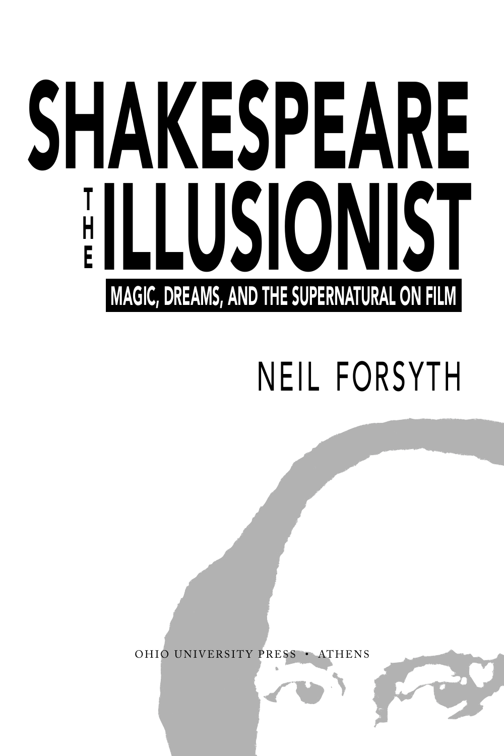# SHAKESPEARE THE ILLUSIONIST

## MAGIC, DREAMS, AND THE SUPERNATURAL ON FILM

NEIL FORSYTH

OHIO UNIVERSITY PRESS • ATHENS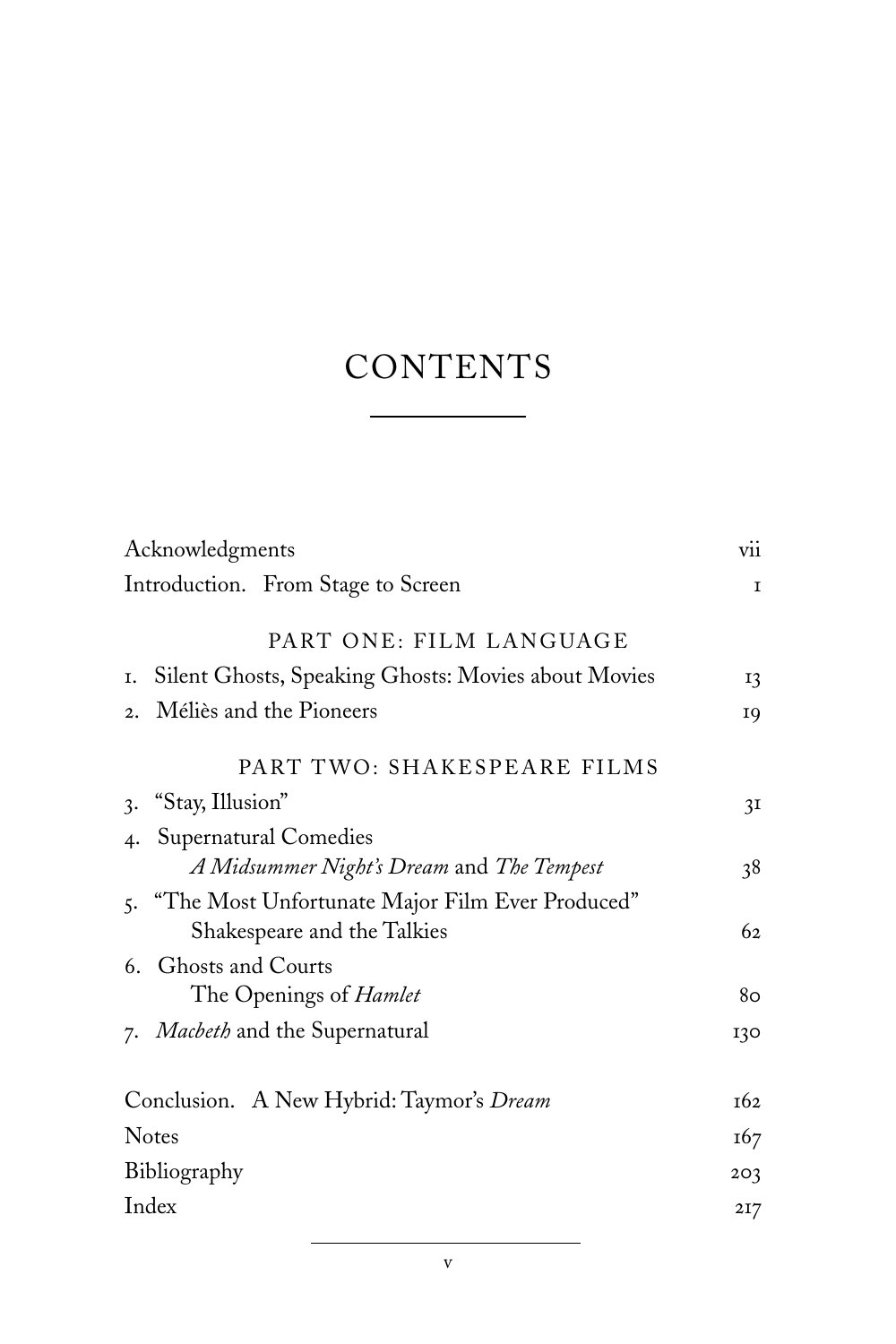# CONTENTS

| | |
|---|---|
| Acknowledgments | vii |
| Introduction. From Stage to Screen | 1 |
| **PART ONE: FILM LANGUAGE** | |
| 1. Silent Ghosts, Speaking Ghosts: Movies about Movies | 13 |
| 2. Méliès and the Pioneers | 19 |
| **PART TWO: SHAKESPEARE FILMS** | |
| 3. "Stay, Illusion" | 31 |
| 4. Supernatural Comedies *A Midsummer Night's Dream* and *The Tempest* | 38 |
| 5. "The Most Unfortunate Major Film Ever Produced" Shakespeare and the Talkies | 62 |
| 6. Ghosts and Courts The Openings of *Hamlet* | 80 |
| 7. *Macbeth* and the Supernatural | 130 |
| Conclusion. A New Hybrid: Taymor's *Dream* | 162 |
| Notes | 167 |
| Bibliography | 203 |
| Index | 217 |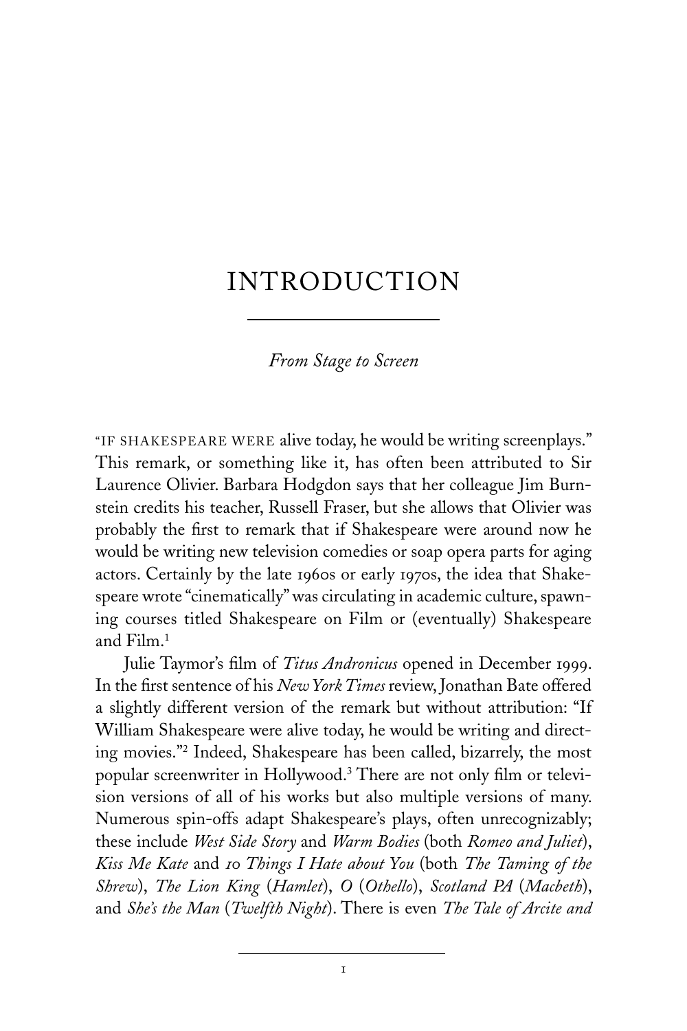# INTRODUCTION

*From Stage to Screen*

"If Shakespeare were alive today, he would be writing screenplays." This remark, or something like it, has often been attributed to Sir Laurence Olivier. Barbara Hodgdon says that her colleague Jim Burnstein credits his teacher, Russell Fraser, but she allows that Olivier was probably the first to remark that if Shakespeare were around now he would be writing new television comedies or soap opera parts for aging actors. Certainly by the late 1960s or early 1970s, the idea that Shakespeare wrote "cinematically" was circulating in academic culture, spawning courses titled Shakespeare on Film or (eventually) Shakespeare and Film.[1]

Julie Taymor's film of *Titus Andronicus* opened in December 1999. In the first sentence of his *New York Times* review, Jonathan Bate offered a slightly different version of the remark but without attribution: "If William Shakespeare were alive today, he would be writing and directing movies."[2] Indeed, Shakespeare has been called, bizarrely, the most popular screenwriter in Hollywood.[3] There are not only film or television versions of all of his works but also multiple versions of many. Numerous spin-offs adapt Shakespeare's plays, often unrecognizably; these include *West Side Story* and *Warm Bodies* (both *Romeo and Juliet*), *Kiss Me Kate* and *10 Things I Hate about You* (both *The Taming of the Shrew*), *The Lion King* (*Hamlet*), *O* (*Othello*), *Scotland PA* (*Macbeth*), and *She's the Man* (*Twelfth Night*). There is even *The Tale of Arcite and*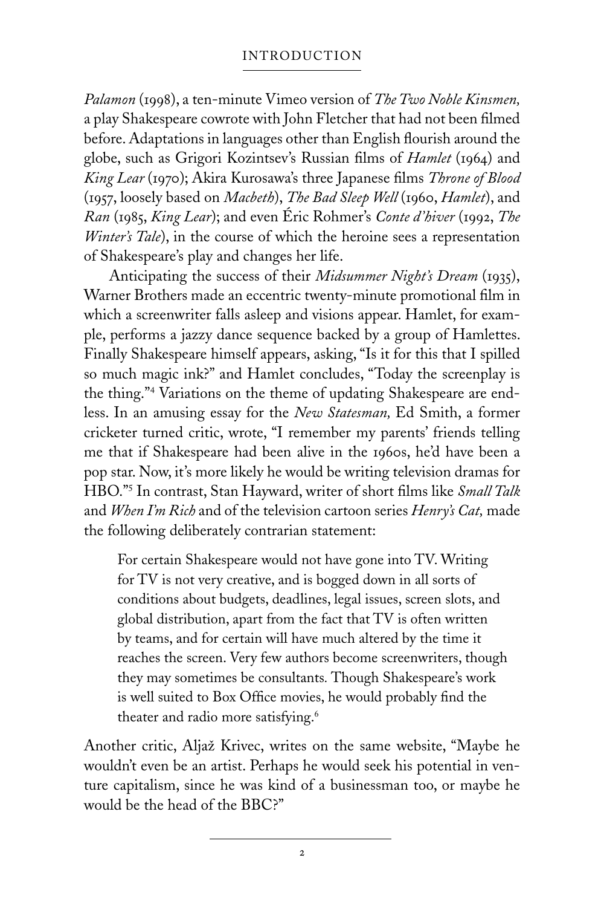*Palamon* (1998), a ten-minute Vimeo version of *The Two Noble Kinsmen,* a play Shakespeare cowrote with John Fletcher that had not been filmed before. Adaptations in languages other than English flourish around the globe, such as Grigori Kozintsev's Russian films of *Hamlet* (1964) and *King Lear* (1970); Akira Kurosawa's three Japanese films *Throne of Blood* (1957, loosely based on *Macbeth*), *The Bad Sleep Well* (1960, *Hamlet*), and *Ran* (1985, *King Lear*); and even Éric Rohmer's *Conte d'hiver* (1992, *The Winter's Tale*), in the course of which the heroine sees a representation of Shakespeare's play and changes her life.

Anticipating the success of their *Midsummer Night's Dream* (1935), Warner Brothers made an eccentric twenty-minute promotional film in which a screenwriter falls asleep and visions appear. Hamlet, for example, performs a jazzy dance sequence backed by a group of Hamlettes. Finally Shakespeare himself appears, asking, "Is it for this that I spilled so much magic ink?" and Hamlet concludes, "Today the screenplay is the thing."[4] Variations on the theme of updating Shakespeare are endless. In an amusing essay for the *New Statesman,* Ed Smith, a former cricketer turned critic, wrote, "I remember my parents' friends telling me that if Shakespeare had been alive in the 1960s, he'd have been a pop star. Now, it's more likely he would be writing television dramas for HBO."[5] In contrast, Stan Hayward, writer of short films like *Small Talk* and *When I'm Rich* and of the television cartoon series *Henry's Cat,* made the following deliberately contrarian statement:

> For certain Shakespeare would not have gone into TV. Writing for TV is not very creative, and is bogged down in all sorts of conditions about budgets, deadlines, legal issues, screen slots, and global distribution, apart from the fact that TV is often written by teams, and for certain will have much altered by the time it reaches the screen. Very few authors become screenwriters, though they may sometimes be consultants. Though Shakespeare's work is well suited to Box Office movies, he would probably find the theater and radio more satisfying.[6]

Another critic, Aljaž Krivec, writes on the same website, "Maybe he wouldn't even be an artist. Perhaps he would seek his potential in venture capitalism, since he was kind of a businessman too, or maybe he would be the head of the BBC?"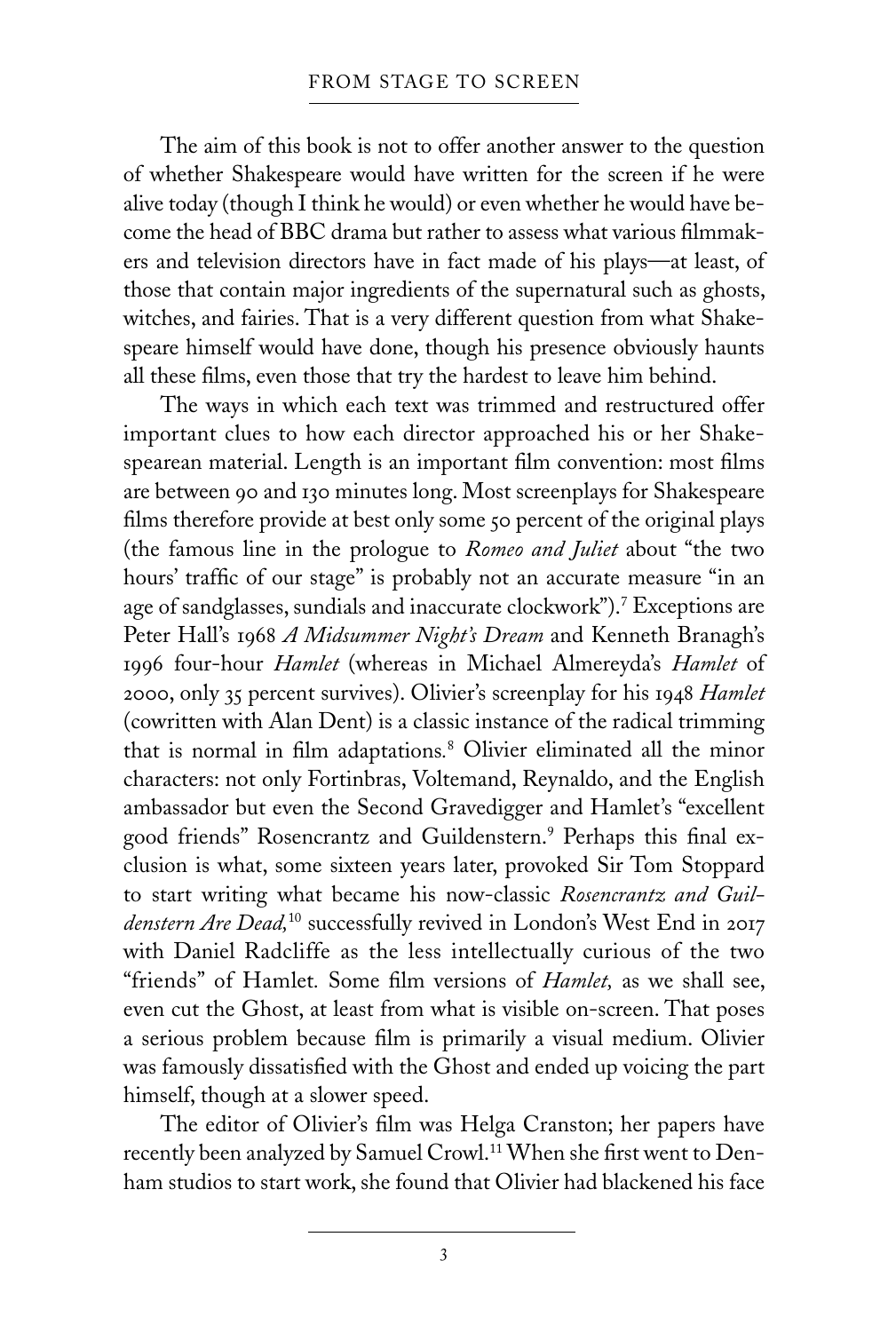The aim of this book is not to offer another answer to the question of whether Shakespeare would have written for the screen if he were alive today (though I think he would) or even whether he would have become the head of BBC drama but rather to assess what various filmmakers and television directors have in fact made of his plays—at least, of those that contain major ingredients of the supernatural such as ghosts, witches, and fairies. That is a very different question from what Shakespeare himself would have done, though his presence obviously haunts all these films, even those that try the hardest to leave him behind.

The ways in which each text was trimmed and restructured offer important clues to how each director approached his or her Shakespearean material. Length is an important film convention: most films are between 90 and 130 minutes long. Most screenplays for Shakespeare films therefore provide at best only some 50 percent of the original plays (the famous line in the prologue to *Romeo and Juliet* about "the two hours' traffic of our stage" is probably not an accurate measure "in an age of sandglasses, sundials and inaccurate clockwork").[7] Exceptions are Peter Hall's 1968 *A Midsummer Night's Dream* and Kenneth Branagh's 1996 four-hour *Hamlet* (whereas in Michael Almereyda's *Hamlet* of 2000, only 35 percent survives). Olivier's screenplay for his 1948 *Hamlet* (cowritten with Alan Dent) is a classic instance of the radical trimming that is normal in film adaptations.[8] Olivier eliminated all the minor characters: not only Fortinbras, Voltemand, Reynaldo, and the English ambassador but even the Second Gravedigger and Hamlet's "excellent good friends" Rosencrantz and Guildenstern.[9] Perhaps this final exclusion is what, some sixteen years later, provoked Sir Tom Stoppard to start writing what became his now-classic *Rosencrantz and Guildenstern Are Dead*,[10] successfully revived in London's West End in 2017 with Daniel Radcliffe as the less intellectually curious of the two "friends" of Hamlet. Some film versions of *Hamlet*, as we shall see, even cut the Ghost, at least from what is visible on-screen. That poses a serious problem because film is primarily a visual medium. Olivier was famously dissatisfied with the Ghost and ended up voicing the part himself, though at a slower speed.

The editor of Olivier's film was Helga Cranston; her papers have recently been analyzed by Samuel Crowl.[11] When she first went to Denham studios to start work, she found that Olivier had blackened his face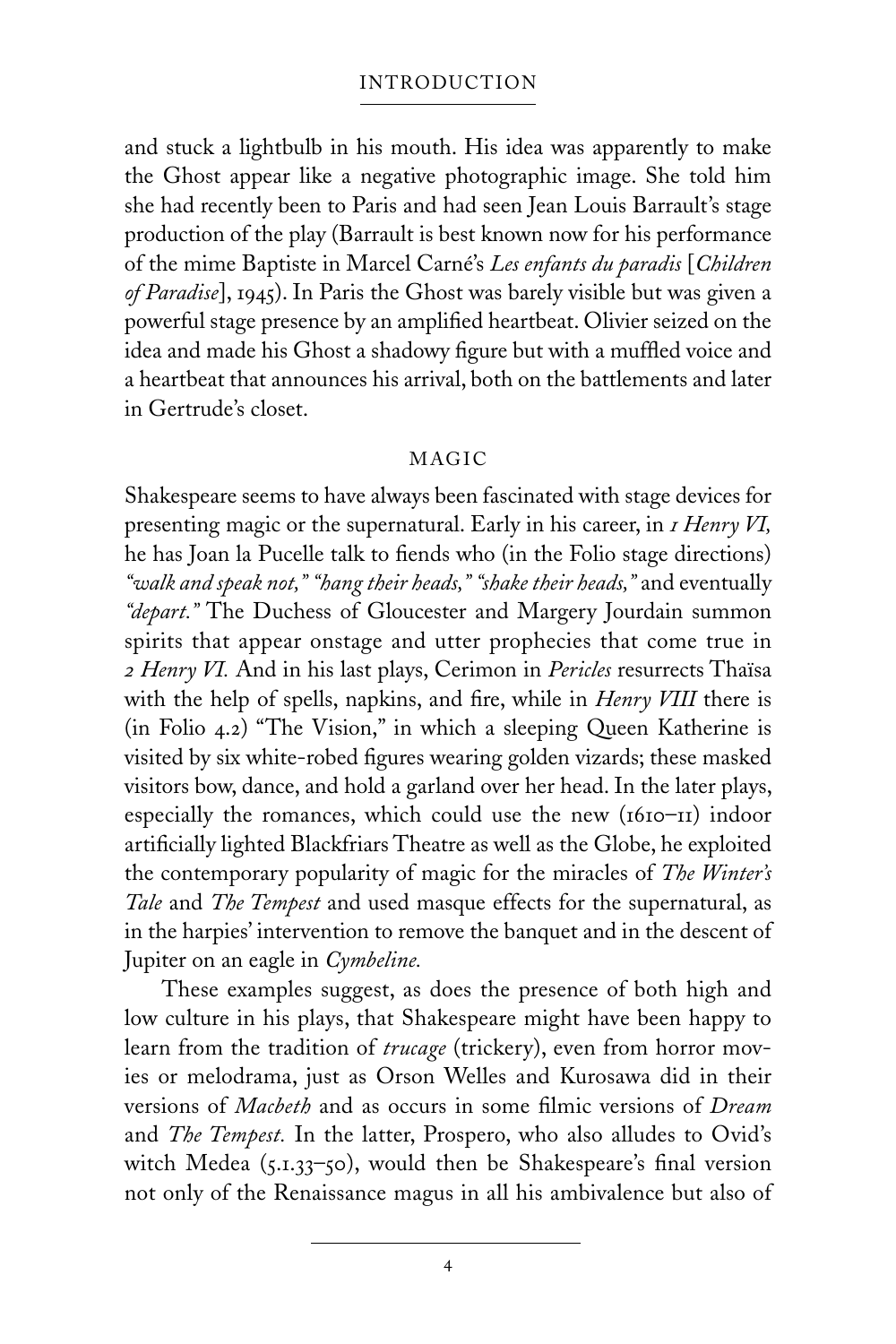and stuck a lightbulb in his mouth. His idea was apparently to make the Ghost appear like a negative photographic image. She told him she had recently been to Paris and had seen Jean Louis Barrault's stage production of the play (Barrault is best known now for his performance of the mime Baptiste in Marcel Carné's *Les enfants du paradis* [*Children of Paradise*], 1945). In Paris the Ghost was barely visible but was given a powerful stage presence by an amplified heartbeat. Olivier seized on the idea and made his Ghost a shadowy figure but with a muffled voice and a heartbeat that announces his arrival, both on the battlements and later in Gertrude's closet.

## MAGIC

Shakespeare seems to have always been fascinated with stage devices for presenting magic or the supernatural. Early in his career, in *1 Henry VI,* he has Joan la Pucelle talk to fiends who (in the Folio stage directions) *"walk and speak not," "hang their heads," "shake their heads,"* and eventually *"depart."* The Duchess of Gloucester and Margery Jourdain summon spirits that appear onstage and utter prophecies that come true in *2 Henry VI.* And in his last plays, Cerimon in *Pericles* resurrects Thaïsa with the help of spells, napkins, and fire, while in *Henry VIII* there is (in Folio 4.2) "The Vision," in which a sleeping Queen Katherine is visited by six white-robed figures wearing golden vizards; these masked visitors bow, dance, and hold a garland over her head. In the later plays, especially the romances, which could use the new (1610–11) indoor artificially lighted Blackfriars Theatre as well as the Globe, he exploited the contemporary popularity of magic for the miracles of *The Winter's Tale* and *The Tempest* and used masque effects for the supernatural, as in the harpies' intervention to remove the banquet and in the descent of Jupiter on an eagle in *Cymbeline.*

These examples suggest, as does the presence of both high and low culture in his plays, that Shakespeare might have been happy to learn from the tradition of *trucage* (trickery), even from horror movies or melodrama, just as Orson Welles and Kurosawa did in their versions of *Macbeth* and as occurs in some filmic versions of *Dream* and *The Tempest.* In the latter, Prospero, who also alludes to Ovid's witch Medea (5.1.33–50), would then be Shakespeare's final version not only of the Renaissance magus in all his ambivalence but also of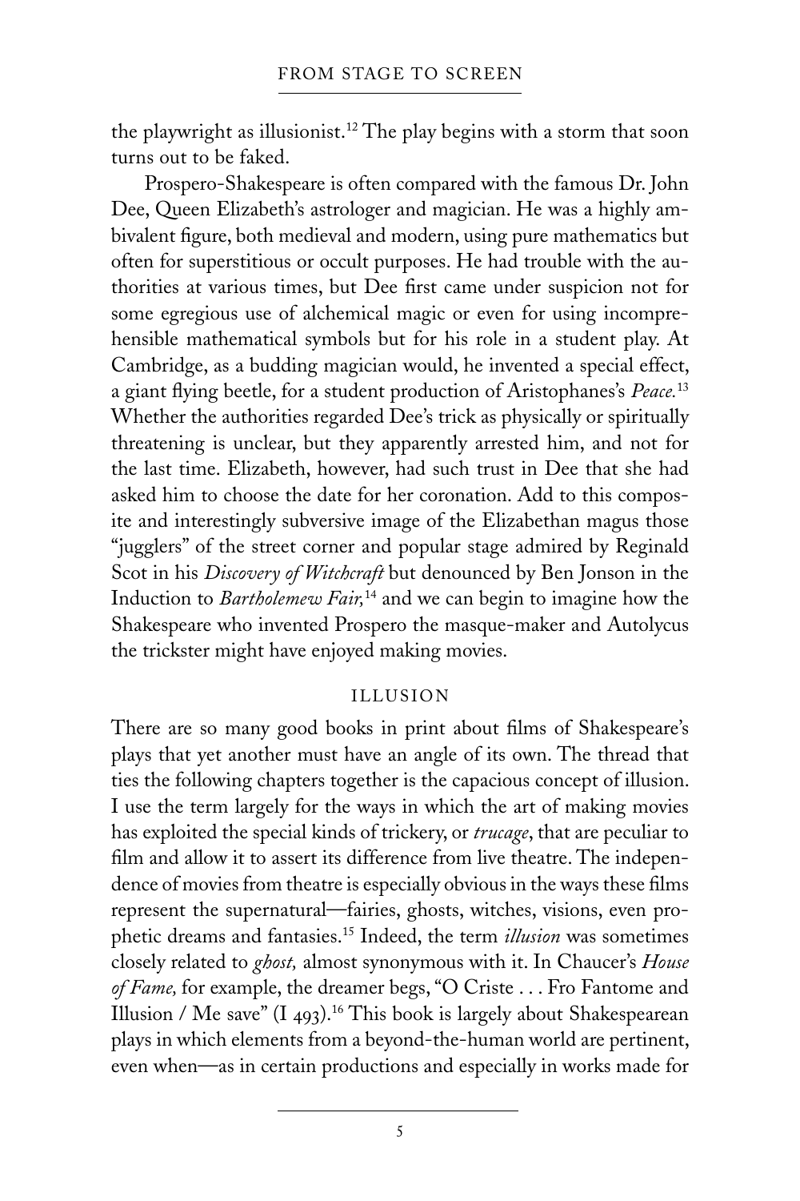the playwright as illusionist.[12] The play begins with a storm that soon turns out to be faked.

Prospero-Shakespeare is often compared with the famous Dr. John Dee, Queen Elizabeth's astrologer and magician. He was a highly ambivalent figure, both medieval and modern, using pure mathematics but often for superstitious or occult purposes. He had trouble with the authorities at various times, but Dee first came under suspicion not for some egregious use of alchemical magic or even for using incomprehensible mathematical symbols but for his role in a student play. At Cambridge, as a budding magician would, he invented a special effect, a giant flying beetle, for a student production of Aristophanes's *Peace.*[13] Whether the authorities regarded Dee's trick as physically or spiritually threatening is unclear, but they apparently arrested him, and not for the last time. Elizabeth, however, had such trust in Dee that she had asked him to choose the date for her coronation. Add to this composite and interestingly subversive image of the Elizabethan magus those "jugglers" of the street corner and popular stage admired by Reginald Scot in his *Discovery of Witchcraft* but denounced by Ben Jonson in the Induction to *Bartholemew Fair,*[14] and we can begin to imagine how the Shakespeare who invented Prospero the masque-maker and Autolycus the trickster might have enjoyed making movies.

## ILLUSION

There are so many good books in print about films of Shakespeare's plays that yet another must have an angle of its own. The thread that ties the following chapters together is the capacious concept of illusion. I use the term largely for the ways in which the art of making movies has exploited the special kinds of trickery, or *trucage*, that are peculiar to film and allow it to assert its difference from live theatre. The independence of movies from theatre is especially obvious in the ways these films represent the supernatural—fairies, ghosts, witches, visions, even prophetic dreams and fantasies.[15] Indeed, the term *illusion* was sometimes closely related to *ghost,* almost synonymous with it. In Chaucer's *House of Fame,* for example, the dreamer begs, "O Criste . . . Fro Fantome and Illusion / Me save" (I 493).[16] This book is largely about Shakespearean plays in which elements from a beyond-the-human world are pertinent, even when—as in certain productions and especially in works made for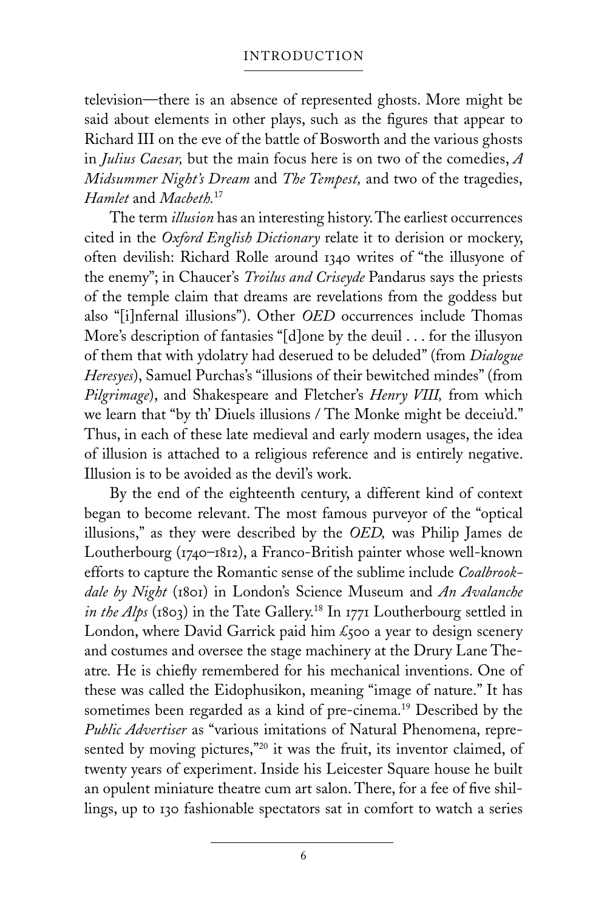television—there is an absence of represented ghosts. More might be said about elements in other plays, such as the figures that appear to Richard III on the eve of the battle of Bosworth and the various ghosts in *Julius Caesar,* but the main focus here is on two of the comedies, *A Midsummer Night's Dream* and *The Tempest,* and two of the tragedies, *Hamlet* and *Macbeth.*[17]

The term *illusion* has an interesting history. The earliest occurrences cited in the *Oxford English Dictionary* relate it to derision or mockery, often devilish: Richard Rolle around 1340 writes of "the illusyone of the enemy"; in Chaucer's *Troilus and Criseyde* Pandarus says the priests of the temple claim that dreams are revelations from the goddess but also "[i]nfernal illusions"). Other *OED* occurrences include Thomas More's description of fantasies "[d]one by the deuil . . . for the illusyon of them that with ydolatry had deserued to be deluded" (from *Dialogue Heresyes*), Samuel Purchas's "illusions of their bewitched mindes" (from *Pilgrimage*), and Shakespeare and Fletcher's *Henry VIII,* from which we learn that "by th' Diuels illusions / The Monke might be deceiu'd." Thus, in each of these late medieval and early modern usages, the idea of illusion is attached to a religious reference and is entirely negative. Illusion is to be avoided as the devil's work.

By the end of the eighteenth century, a different kind of context began to become relevant. The most famous purveyor of the "optical illusions," as they were described by the *OED,* was Philip James de Loutherbourg (1740–1812), a Franco-British painter whose well-known efforts to capture the Romantic sense of the sublime include *Coalbrookdale by Night* (1801) in London's Science Museum and *An Avalanche in the Alps* (1803) in the Tate Gallery.[18] In 1771 Loutherbourg settled in London, where David Garrick paid him £500 a year to design scenery and costumes and oversee the stage machinery at the Drury Lane Theatre. He is chiefly remembered for his mechanical inventions. One of these was called the Eidophusikon, meaning "image of nature." It has sometimes been regarded as a kind of pre-cinema.[19] Described by the *Public Advertiser* as "various imitations of Natural Phenomena, represented by moving pictures,"[20] it was the fruit, its inventor claimed, of twenty years of experiment. Inside his Leicester Square house he built an opulent miniature theatre cum art salon. There, for a fee of five shillings, up to 130 fashionable spectators sat in comfort to watch a series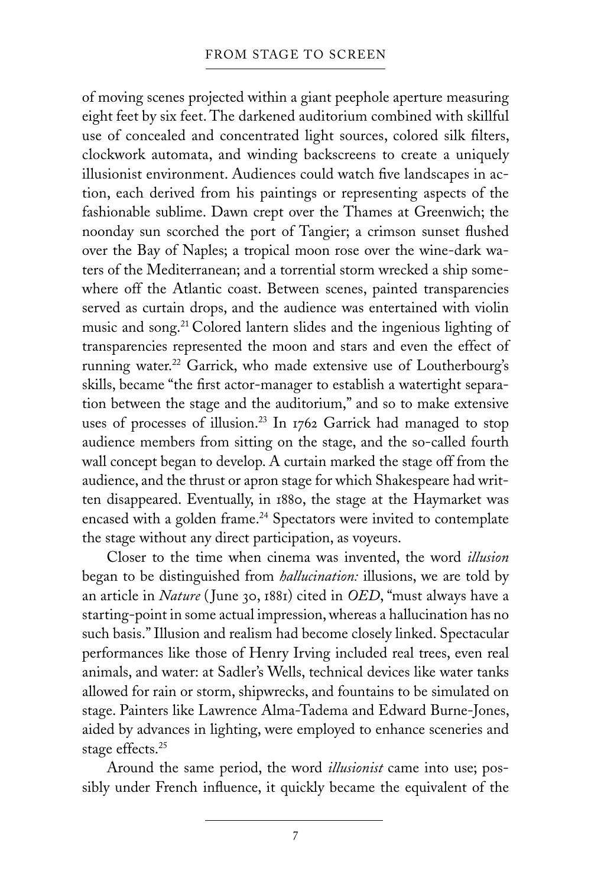of moving scenes projected within a giant peephole aperture measuring eight feet by six feet. The darkened auditorium combined with skillful use of concealed and concentrated light sources, colored silk filters, clockwork automata, and winding backscreens to create a uniquely illusionist environment. Audiences could watch five landscapes in action, each derived from his paintings or representing aspects of the fashionable sublime. Dawn crept over the Thames at Greenwich; the noonday sun scorched the port of Tangier; a crimson sunset flushed over the Bay of Naples; a tropical moon rose over the wine-dark waters of the Mediterranean; and a torrential storm wrecked a ship somewhere off the Atlantic coast. Between scenes, painted transparencies served as curtain drops, and the audience was entertained with violin music and song.[21] Colored lantern slides and the ingenious lighting of transparencies represented the moon and stars and even the effect of running water.[22] Garrick, who made extensive use of Loutherbourg's skills, became "the first actor-manager to establish a watertight separation between the stage and the auditorium," and so to make extensive uses of processes of illusion.[23] In 1762 Garrick had managed to stop audience members from sitting on the stage, and the so-called fourth wall concept began to develop. A curtain marked the stage off from the audience, and the thrust or apron stage for which Shakespeare had written disappeared. Eventually, in 1880, the stage at the Haymarket was encased with a golden frame.[24] Spectators were invited to contemplate the stage without any direct participation, as voyeurs.

Closer to the time when cinema was invented, the word *illusion* began to be distinguished from *hallucination:* illusions, we are told by an article in *Nature* (June 30, 1881) cited in *OED*, "must always have a starting-point in some actual impression, whereas a hallucination has no such basis." Illusion and realism had become closely linked. Spectacular performances like those of Henry Irving included real trees, even real animals, and water: at Sadler's Wells, technical devices like water tanks allowed for rain or storm, shipwrecks, and fountains to be simulated on stage. Painters like Lawrence Alma-Tadema and Edward Burne-Jones, aided by advances in lighting, were employed to enhance sceneries and stage effects.[25]

Around the same period, the word *illusionist* came into use; possibly under French influence, it quickly became the equivalent of the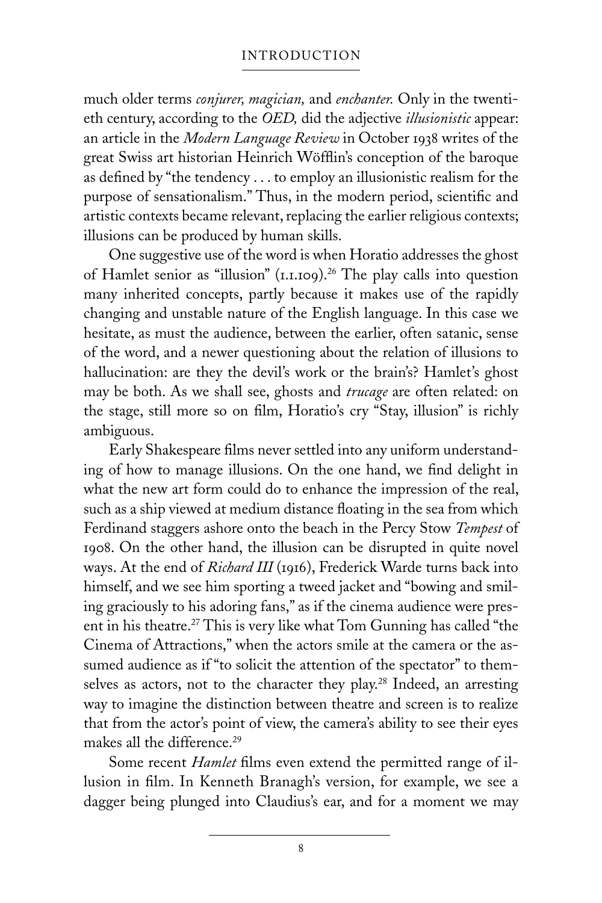much older terms *conjurer, magician,* and *enchanter.* Only in the twentieth century, according to the *OED,* did the adjective *illusionistic* appear: an article in the *Modern Language Review* in October 1938 writes of the great Swiss art historian Heinrich Wöfflin's conception of the baroque as defined by "the tendency . . . to employ an illusionistic realism for the purpose of sensationalism." Thus, in the modern period, scientific and artistic contexts became relevant, replacing the earlier religious contexts; illusions can be produced by human skills.

One suggestive use of the word is when Horatio addresses the ghost of Hamlet senior as "illusion" (1.1.109).[26] The play calls into question many inherited concepts, partly because it makes use of the rapidly changing and unstable nature of the English language. In this case we hesitate, as must the audience, between the earlier, often satanic, sense of the word, and a newer questioning about the relation of illusions to hallucination: are they the devil's work or the brain's? Hamlet's ghost may be both. As we shall see, ghosts and *trucage* are often related: on the stage, still more so on film, Horatio's cry "Stay, illusion" is richly ambiguous.

Early Shakespeare films never settled into any uniform understanding of how to manage illusions. On the one hand, we find delight in what the new art form could do to enhance the impression of the real, such as a ship viewed at medium distance floating in the sea from which Ferdinand staggers ashore onto the beach in the Percy Stow *Tempest* of 1908. On the other hand, the illusion can be disrupted in quite novel ways. At the end of *Richard III* (1916), Frederick Warde turns back into himself, and we see him sporting a tweed jacket and "bowing and smiling graciously to his adoring fans," as if the cinema audience were present in his theatre.[27] This is very like what Tom Gunning has called "the Cinema of Attractions," when the actors smile at the camera or the assumed audience as if "to solicit the attention of the spectator" to themselves as actors, not to the character they play.[28] Indeed, an arresting way to imagine the distinction between theatre and screen is to realize that from the actor's point of view, the camera's ability to see their eyes makes all the difference.[29]

Some recent *Hamlet* films even extend the permitted range of illusion in film. In Kenneth Branagh's version, for example, we see a dagger being plunged into Claudius's ear, and for a moment we may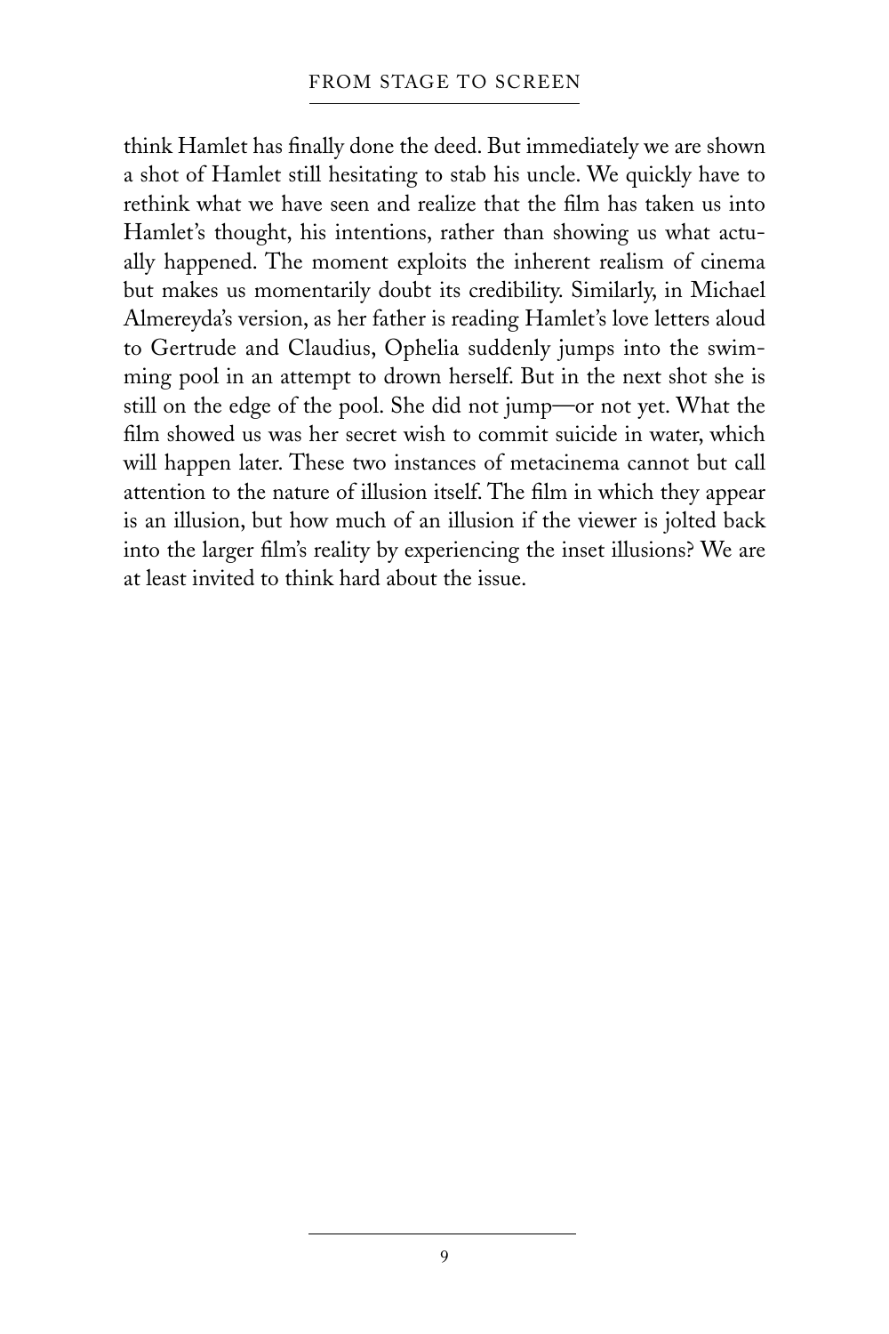think Hamlet has finally done the deed. But immediately we are shown a shot of Hamlet still hesitating to stab his uncle. We quickly have to rethink what we have seen and realize that the film has taken us into Hamlet's thought, his intentions, rather than showing us what actually happened. The moment exploits the inherent realism of cinema but makes us momentarily doubt its credibility. Similarly, in Michael Almereyda's version, as her father is reading Hamlet's love letters aloud to Gertrude and Claudius, Ophelia suddenly jumps into the swimming pool in an attempt to drown herself. But in the next shot she is still on the edge of the pool. She did not jump—or not yet. What the film showed us was her secret wish to commit suicide in water, which will happen later. These two instances of metacinema cannot but call attention to the nature of illusion itself. The film in which they appear is an illusion, but how much of an illusion if the viewer is jolted back into the larger film's reality by experiencing the inset illusions? We are at least invited to think hard about the issue.